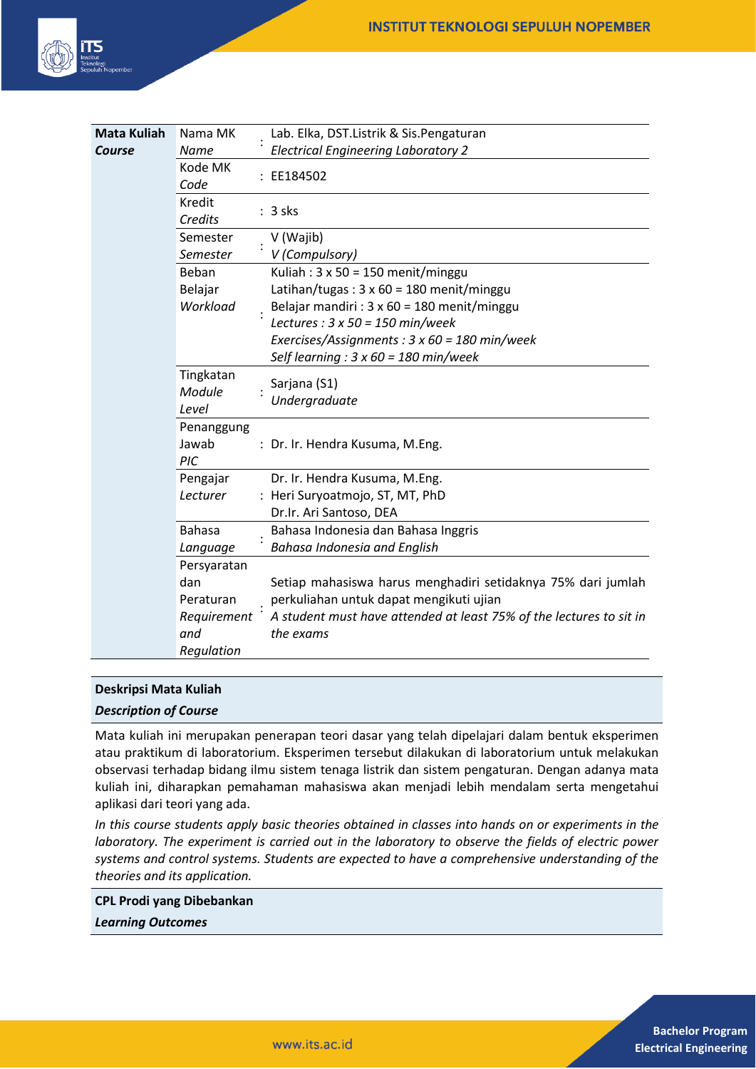| **Mata Kuliah** *Course* | Nama MK *Name* | : | Lab. Elka, DST.Listrik & Sis.Pengaturan *Electrical Engineering Laboratory 2* |
|---|---|---|---|
| | Kode MK *Code* | : | EE184502 |
| | Kredit *Credits* | : | 3 sks |
| | Semester *Semester* | : | V (Wajib) *V (Compulsory)* |
| | Beban Belajar *Workload* | : | Kuliah : 3 x 50 = 150 menit/minggu<br>Latihan/tugas : 3 x 60 = 180 menit/minggu<br>Belajar mandiri : 3 x 60 = 180 menit/minggu<br>*Lectures : 3 x 50 = 150 min/week*<br>*Exercises/Assignments : 3 x 60 = 180 min/week*<br>*Self learning : 3 x 60 = 180 min/week* |
| | Tingkatan *Module Level* | : | Sarjana (S1) *Undergraduate* |
| | Penanggung Jawab *PIC* | : | Dr. Ir. Hendra Kusuma, M.Eng. |
| | Pengajar *Lecturer* | : | Dr. Ir. Hendra Kusuma, M.Eng.<br>Heri Suryoatmojo, ST, MT, PhD<br>Dr.Ir. Ari Santoso, DEA |
| | Bahasa *Language* | : | Bahasa Indonesia dan Bahasa Inggris *Bahasa Indonesia and English* |
| | Persyaratan dan Peraturan *Requirement and Regulation* | : | Setiap mahasiswa harus menghadiri setidaknya 75% dari jumlah perkuliahan untuk dapat mengikuti ujian<br>*A student must have attended at least 75% of the lectures to sit in the exams* |

**Deskripsi Mata Kuliah**

***Description of Course***

Mata kuliah ini merupakan penerapan teori dasar yang telah dipelajari dalam bentuk eksperimen atau praktikum di laboratorium. Eksperimen tersebut dilakukan di laboratorium untuk melakukan observasi terhadap bidang ilmu sistem tenaga listrik dan sistem pengaturan. Dengan adanya mata kuliah ini, diharapkan pemahaman mahasiswa akan menjadi lebih mendalam serta mengetahui aplikasi dari teori yang ada.

*In this course students apply basic theories obtained in classes into hands on or experiments in the laboratory. The experiment is carried out in the laboratory to observe the fields of electric power systems and control systems. Students are expected to have a comprehensive understanding of the theories and its application.*

**CPL Prodi yang Dibebankan**

***Learning Outcomes***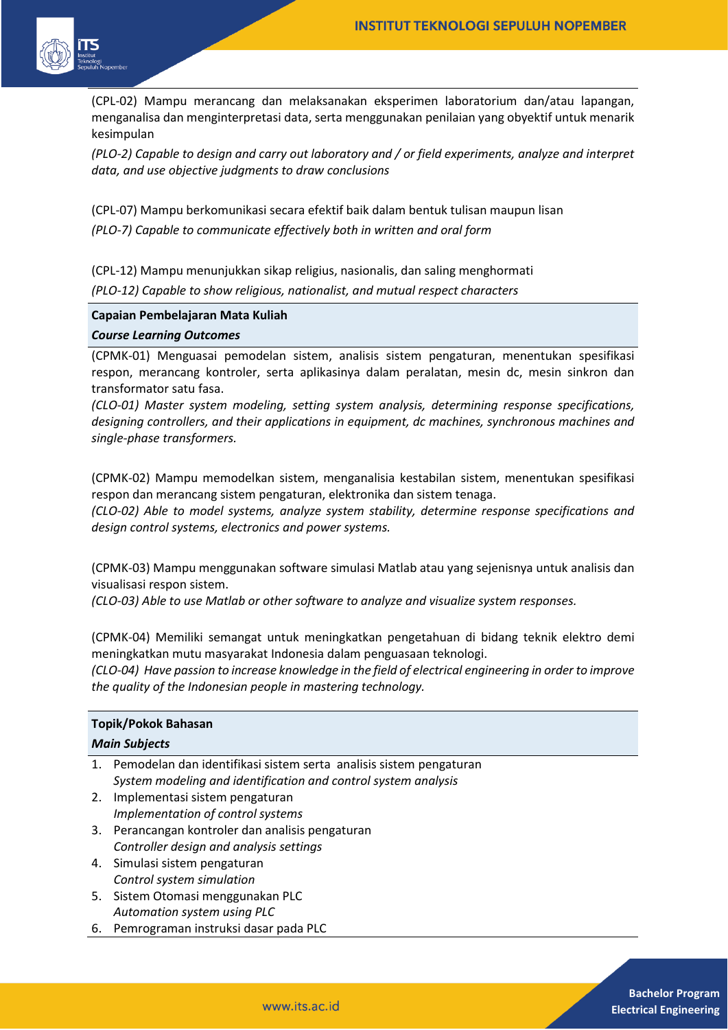(CPL-02) Mampu merancang dan melaksanakan eksperimen laboratorium dan/atau lapangan, menganalisa dan menginterpretasi data, serta menggunakan penilaian yang obyektif untuk menarik kesimpulan

*(PLO-2) Capable to design and carry out laboratory and / or field experiments, analyze and interpret data, and use objective judgments to draw conclusions*

(CPL-07) Mampu berkomunikasi secara efektif baik dalam bentuk tulisan maupun lisan

*(PLO-7) Capable to communicate effectively both in written and oral form*

(CPL-12) Mampu menunjukkan sikap religius, nasionalis, dan saling menghormati

*(PLO-12) Capable to show religious, nationalist, and mutual respect characters*

**Capaian Pembelajaran Mata Kuliah**

***Course Learning Outcomes***

(CPMK-01) Menguasai pemodelan sistem, analisis sistem pengaturan, menentukan spesifikasi respon, merancang kontroler, serta aplikasinya dalam peralatan, mesin dc, mesin sinkron dan transformator satu fasa.

*(CLO-01) Master system modeling, setting system analysis, determining response specifications, designing controllers, and their applications in equipment, dc machines, synchronous machines and single-phase transformers.*

(CPMK-02) Mampu memodelkan sistem, menganalisia kestabilan sistem, menentukan spesifikasi respon dan merancang sistem pengaturan, elektronika dan sistem tenaga.

*(CLO-02) Able to model systems, analyze system stability, determine response specifications and design control systems, electronics and power systems.*

(CPMK-03) Mampu menggunakan software simulasi Matlab atau yang sejenisnya untuk analisis dan visualisasi respon sistem.

*(CLO-03) Able to use Matlab or other software to analyze and visualize system responses.*

(CPMK-04) Memiliki semangat untuk meningkatkan pengetahuan di bidang teknik elektro demi meningkatkan mutu masyarakat Indonesia dalam penguasaan teknologi.

*(CLO-04) Have passion to increase knowledge in the field of electrical engineering in order to improve the quality of the Indonesian people in mastering technology.*

**Topik/Pokok Bahasan**

***Main Subjects***

1. Pemodelan dan identifikasi sistem serta analisis sistem pengaturan
   *System modeling and identification and control system analysis*
2. Implementasi sistem pengaturan
   *Implementation of control systems*
3. Perancangan kontroler dan analisis pengaturan
   *Controller design and analysis settings*
4. Simulasi sistem pengaturan
   *Control system simulation*
5. Sistem Otomasi menggunakan PLC
   *Automation system using PLC*
6. Pemrograman instruksi dasar pada PLC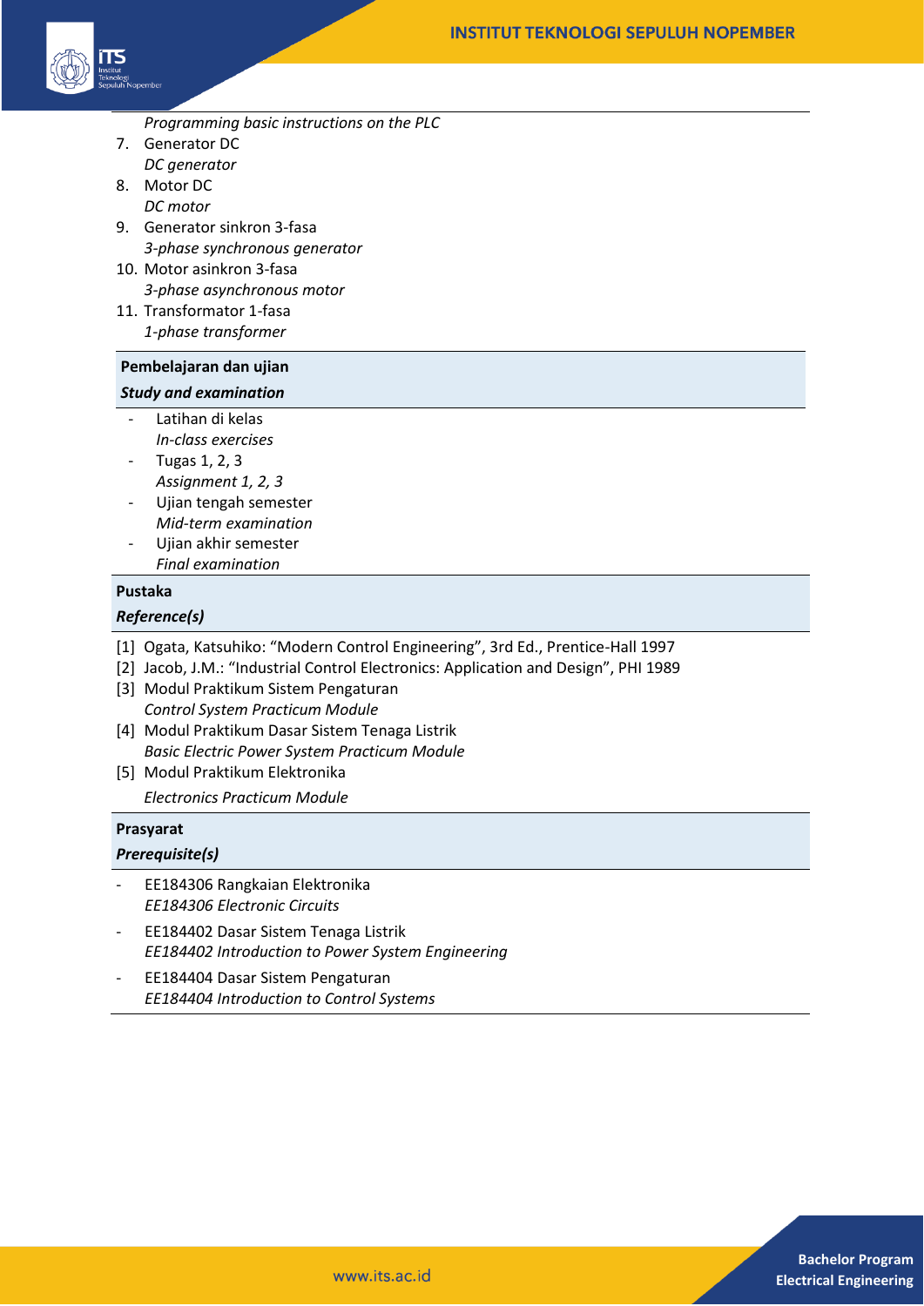*Programming basic instructions on the PLC*

7. Generator DC
   *DC generator*
8. Motor DC
   *DC motor*
9. Generator sinkron 3-fasa
   *3-phase synchronous generator*
10. Motor asinkron 3-fasa
    *3-phase asynchronous motor*
11. Transformator 1-fasa
    *1-phase transformer*

**Pembelajaran dan ujian**

***Study and examination***

- Latihan di kelas
  *In-class exercises*
- Tugas 1, 2, 3
  *Assignment 1, 2, 3*
- Ujian tengah semester
  *Mid-term examination*
- Ujian akhir semester
  *Final examination*

**Pustaka**

***Reference(s)***

[1] Ogata, Katsuhiko: "Modern Control Engineering", 3rd Ed., Prentice-Hall 1997
[2] Jacob, J.M.: "Industrial Control Electronics: Application and Design", PHI 1989
[3] Modul Praktikum Sistem Pengaturan
*Control System Practicum Module*
[4] Modul Praktikum Dasar Sistem Tenaga Listrik
*Basic Electric Power System Practicum Module*
[5] Modul Praktikum Elektronika
*Electronics Practicum Module*

**Prasyarat**

***Prerequisite(s)***

- EE184306 Rangkaian Elektronika
  *EE184306 Electronic Circuits*
- EE184402 Dasar Sistem Tenaga Listrik
  *EE184402 Introduction to Power System Engineering*
- EE184404 Dasar Sistem Pengaturan
  *EE184404 Introduction to Control Systems*